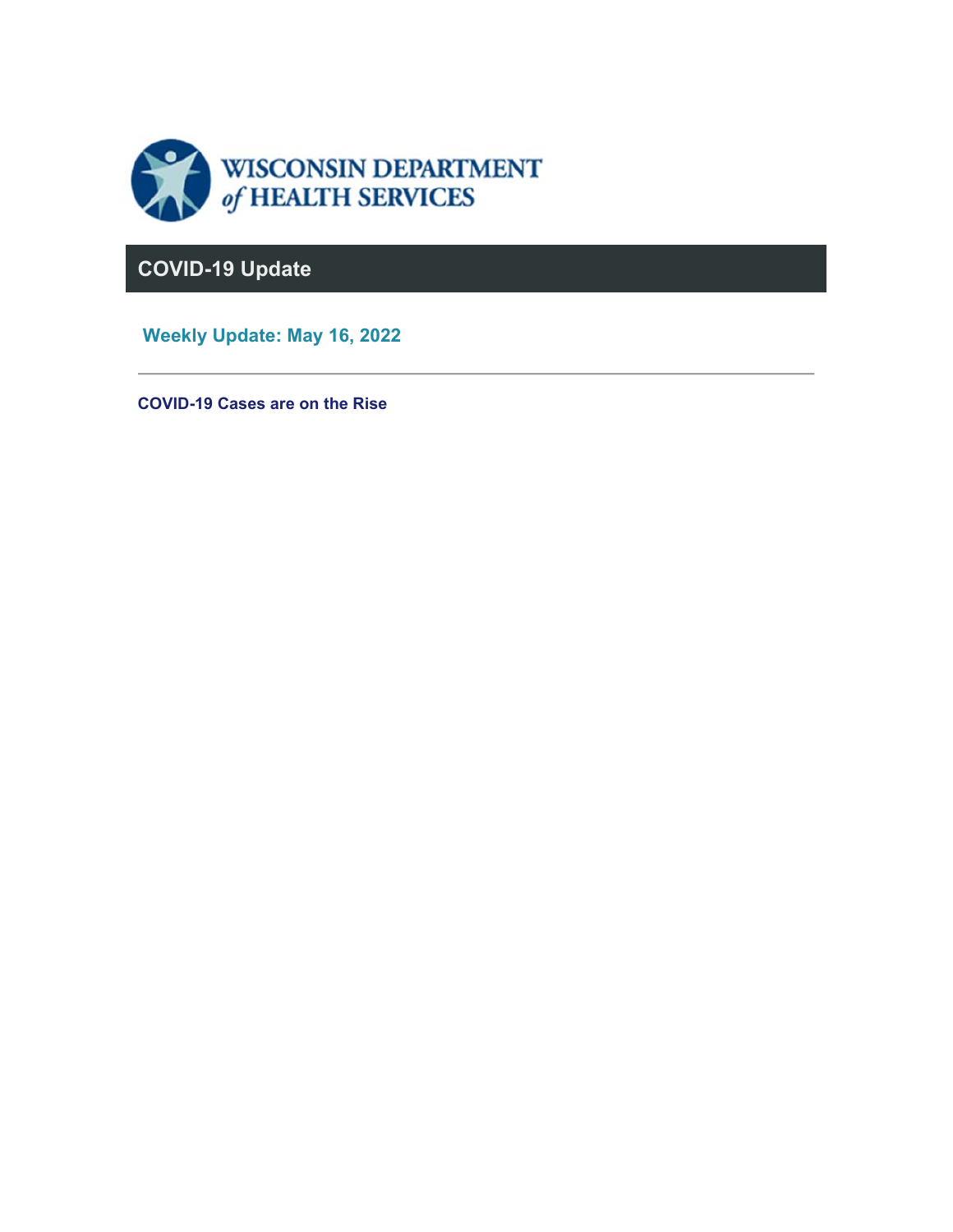WISCONSIN DEPARTMENT of HEALTH SERVICES

# COVID-19 Update

## Weekly Update: May 16, 2022

---

### COVID-19 Cases are on the Rise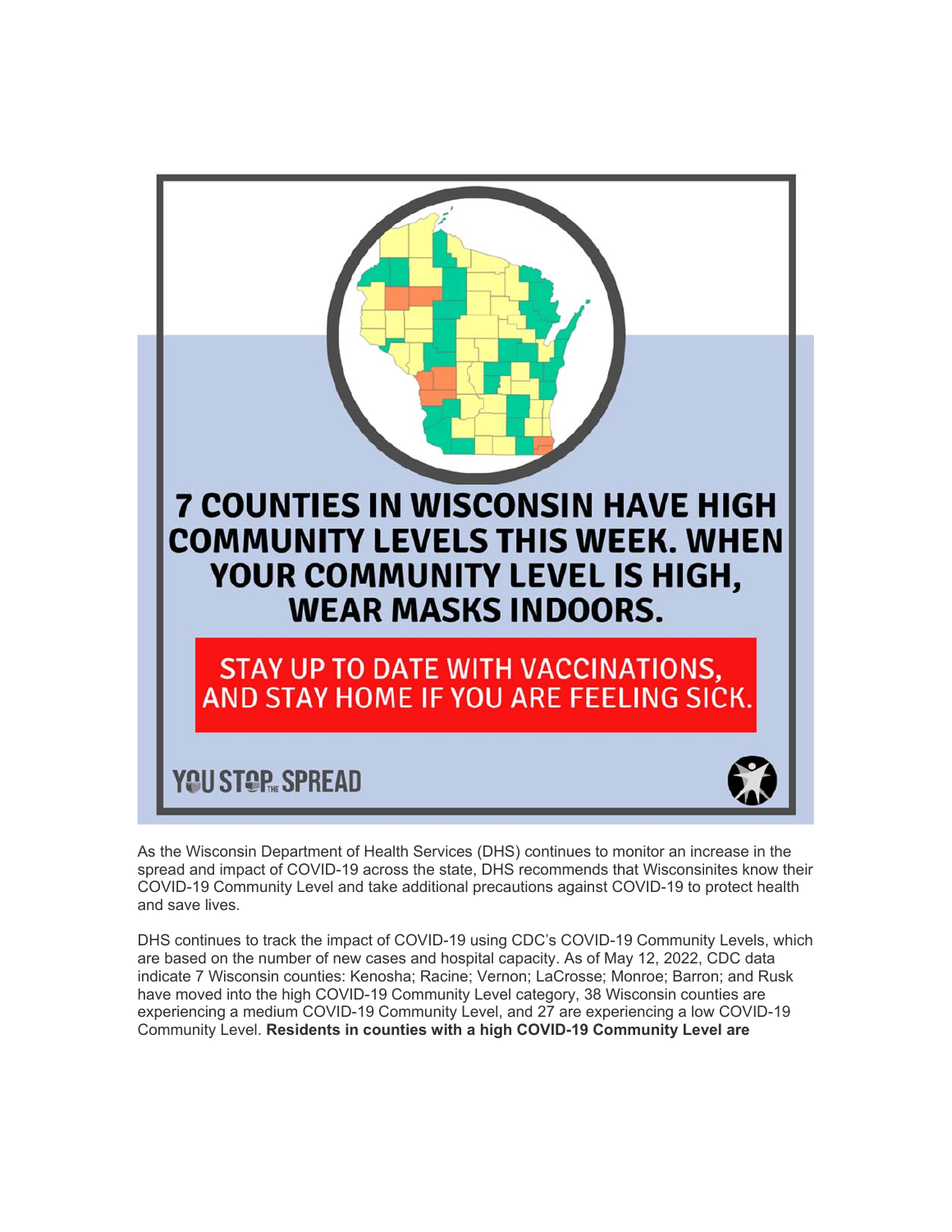7 COUNTIES IN WISCONSIN HAVE HIGH COMMUNITY LEVELS THIS WEEK. WHEN YOUR COMMUNITY LEVEL IS HIGH, WEAR MASKS INDOORS.

STAY UP TO DATE WITH VACCINATIONS, AND STAY HOME IF YOU ARE FEELING SICK.

YOU STOP THE SPREAD

As the Wisconsin Department of Health Services (DHS) continues to monitor an increase in the spread and impact of COVID-19 across the state, DHS recommends that Wisconsinites know their COVID-19 Community Level and take additional precautions against COVID-19 to protect health and save lives.

DHS continues to track the impact of COVID-19 using CDC's COVID-19 Community Levels, which are based on the number of new cases and hospital capacity. As of May 12, 2022, CDC data indicate 7 Wisconsin counties: Kenosha; Racine; Vernon; LaCrosse; Monroe; Barron; and Rusk have moved into the high COVID-19 Community Level category, 38 Wisconsin counties are experiencing a medium COVID-19 Community Level, and 27 are experiencing a low COVID-19 Community Level. **Residents in counties with a high COVID-19 Community Level are**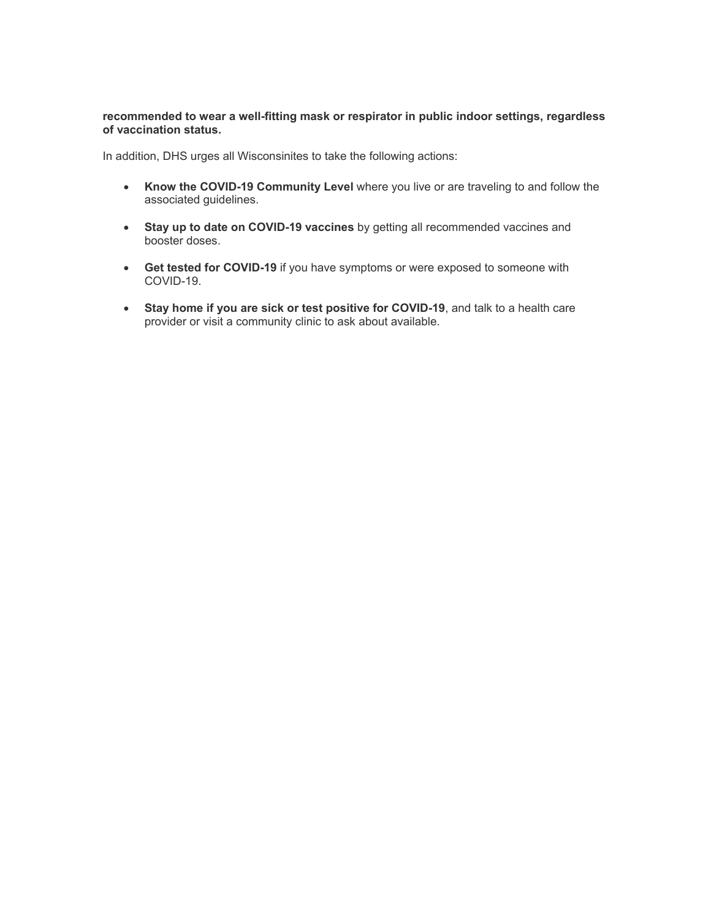**recommended to wear a well-fitting mask or respirator in public indoor settings, regardless of vaccination status.**

In addition, DHS urges all Wisconsinites to take the following actions:

- **Know the COVID-19 Community Level** where you live or are traveling to and follow the associated guidelines.
- **Stay up to date on COVID-19 vaccines** by getting all recommended vaccines and booster doses.
- **Get tested for COVID-19** if you have symptoms or were exposed to someone with COVID-19.
- **Stay home if you are sick or test positive for COVID-19**, and talk to a health care provider or visit a community clinic to ask about available.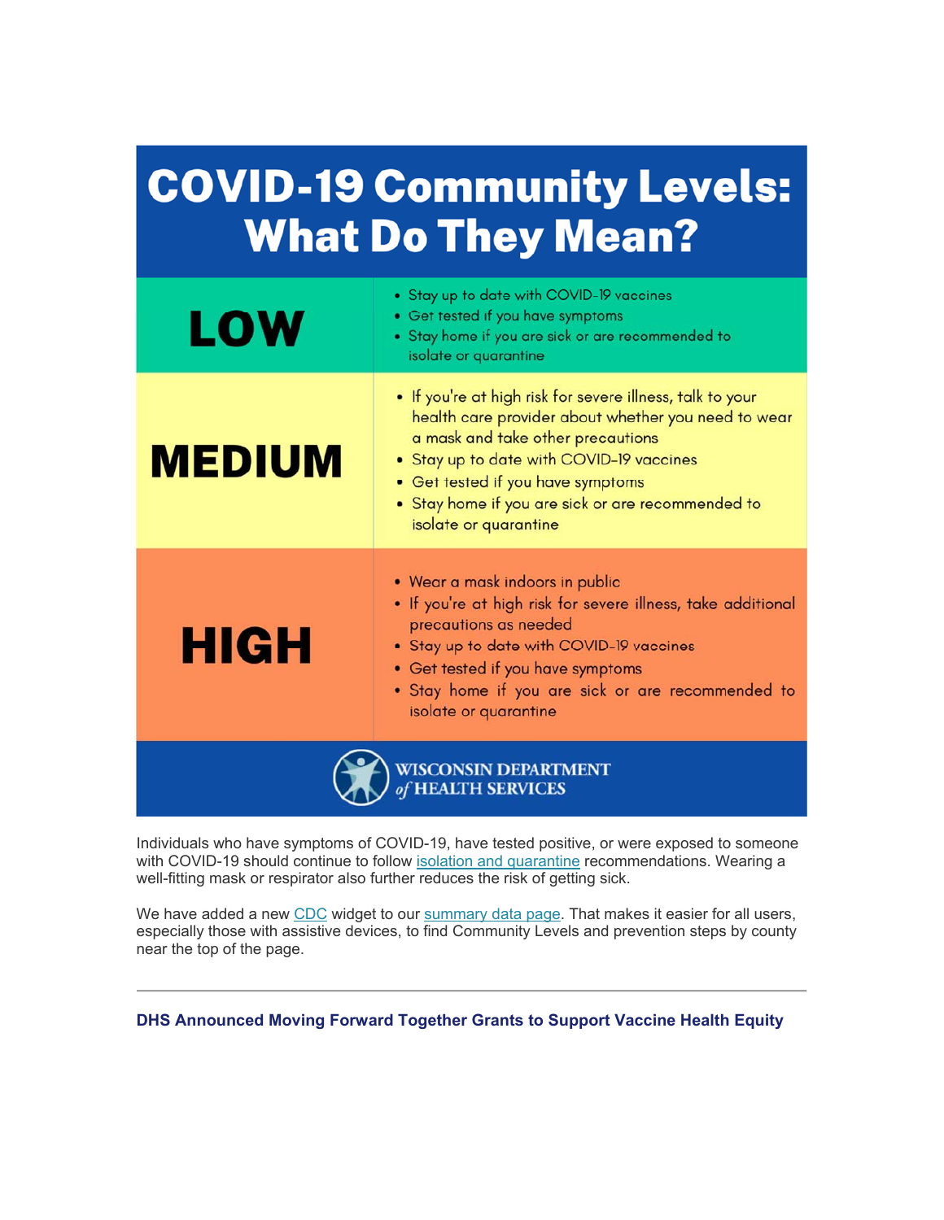# COVID-19 Community Levels: What Do They Mean?

| Level | Recommendations |
| --- | --- |
| **LOW** | • Stay up to date with COVID-19 vaccines<br>• Get tested if you have symptoms<br>• Stay home if you are sick or are recommended to isolate or quarantine |
| **MEDIUM** | • If you're at high risk for severe illness, talk to your health care provider about whether you need to wear a mask and take other precautions<br>• Stay up to date with COVID-19 vaccines<br>• Get tested if you have symptoms<br>• Stay home if you are sick or are recommended to isolate or quarantine |
| **HIGH** | • Wear a mask indoors in public<br>• If you're at high risk for severe illness, take additional precautions as needed<br>• Stay up to date with COVID-19 vaccines<br>• Get tested if you have symptoms<br>• Stay home if you are sick or are recommended to isolate or quarantine |

WISCONSIN DEPARTMENT of HEALTH SERVICES

Individuals who have symptoms of COVID-19, have tested positive, or were exposed to someone with COVID-19 should continue to follow isolation and quarantine recommendations. Wearing a well-fitting mask or respirator also further reduces the risk of getting sick.

We have added a new CDC widget to our summary data page. That makes it easier for all users, especially those with assistive devices, to find Community Levels and prevention steps by county near the top of the page.

---

### DHS Announced Moving Forward Together Grants to Support Vaccine Health Equity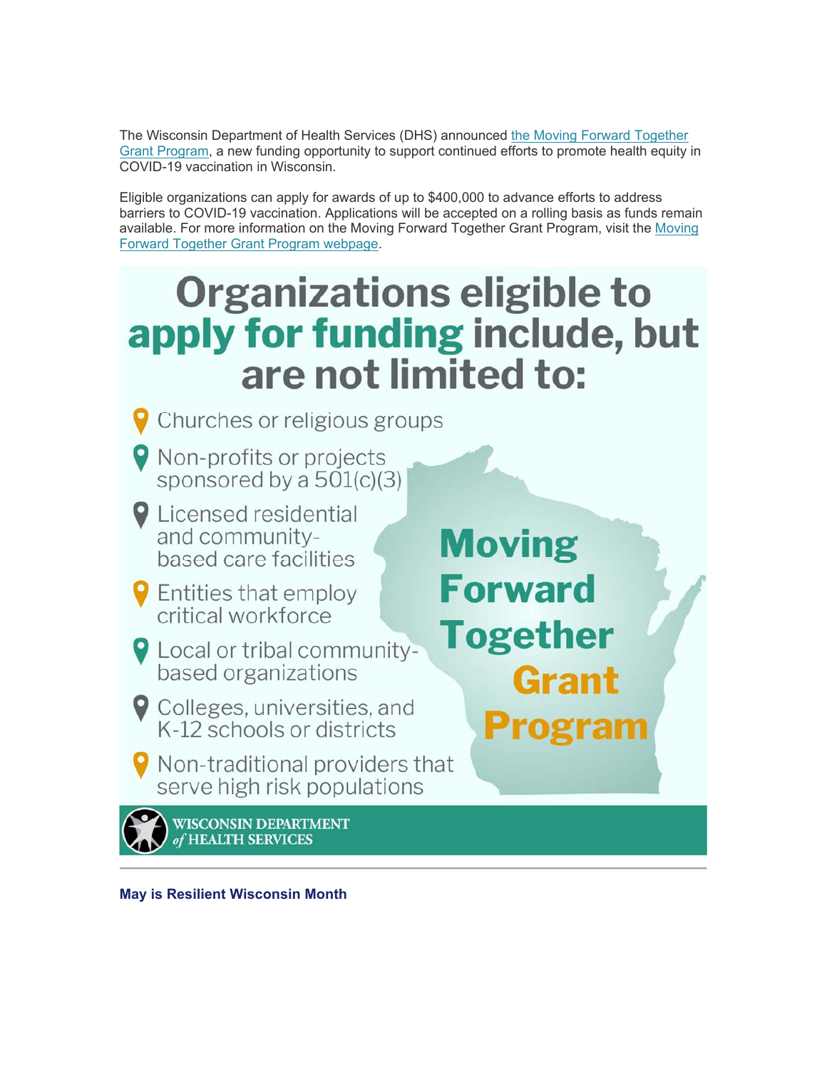The Wisconsin Department of Health Services (DHS) announced [the Moving Forward Together Grant Program](), a new funding opportunity to support continued efforts to promote health equity in COVID-19 vaccination in Wisconsin.

Eligible organizations can apply for awards of up to $400,000 to advance efforts to address barriers to COVID-19 vaccination. Applications will be accepted on a rolling basis as funds remain available. For more information on the Moving Forward Together Grant Program, visit the [Moving Forward Together Grant Program webpage]().

# Organizations eligible to apply for funding include, but are not limited to:

- Churches or religious groups
- Non-profits or projects sponsored by a 501(c)(3)
- Licensed residential and community-based care facilities
- Entities that employ critical workforce
- Local or tribal community-based organizations
- Colleges, universities, and K-12 schools or districts
- Non-traditional providers that serve high risk populations

**Moving Forward Together Grant Program**

WISCONSIN DEPARTMENT of HEALTH SERVICES

---

**May is Resilient Wisconsin Month**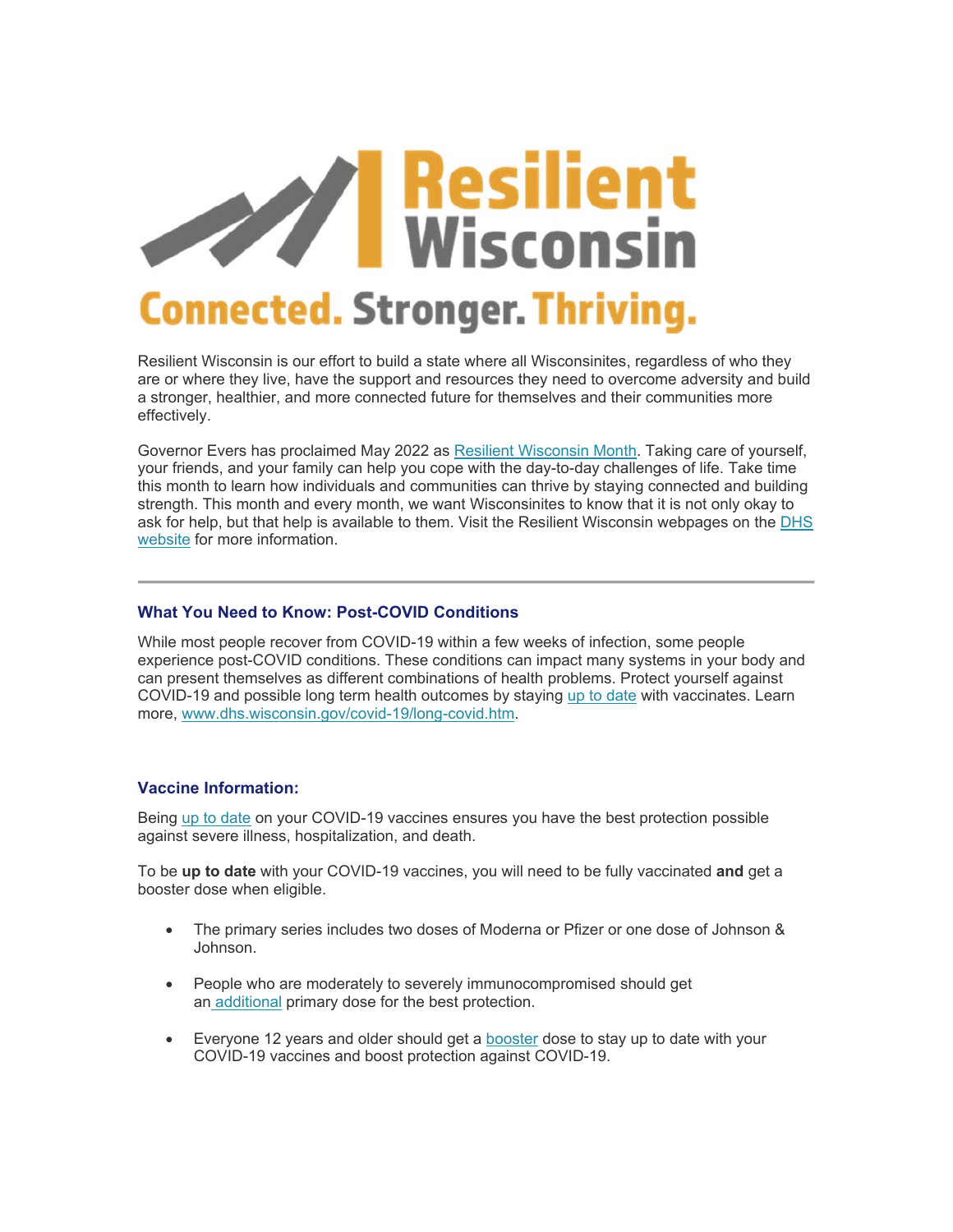# Resilient Wisconsin

**Connected. Stronger. Thriving.**

Resilient Wisconsin is our effort to build a state where all Wisconsinites, regardless of who they are or where they live, have the support and resources they need to overcome adversity and build a stronger, healthier, and more connected future for themselves and their communities more effectively.

Governor Evers has proclaimed May 2022 as Resilient Wisconsin Month. Taking care of yourself, your friends, and your family can help you cope with the day-to-day challenges of life. Take time this month to learn how individuals and communities can thrive by staying connected and building strength. This month and every month, we want Wisconsinites to know that it is not only okay to ask for help, but that help is available to them. Visit the Resilient Wisconsin webpages on the DHS website for more information.

---

### What You Need to Know: Post-COVID Conditions

While most people recover from COVID-19 within a few weeks of infection, some people experience post-COVID conditions. These conditions can impact many systems in your body and can present themselves as different combinations of health problems. Protect yourself against COVID-19 and possible long term health outcomes by staying up to date with vaccinates. Learn more, www.dhs.wisconsin.gov/covid-19/long-covid.htm.

### Vaccine Information:

Being up to date on your COVID-19 vaccines ensures you have the best protection possible against severe illness, hospitalization, and death.

To be **up to date** with your COVID-19 vaccines, you will need to be fully vaccinated **and** get a booster dose when eligible.

- The primary series includes two doses of Moderna or Pfizer or one dose of Johnson & Johnson.
- People who are moderately to severely immunocompromised should get an additional primary dose for the best protection.
- Everyone 12 years and older should get a booster dose to stay up to date with your COVID-19 vaccines and boost protection against COVID-19.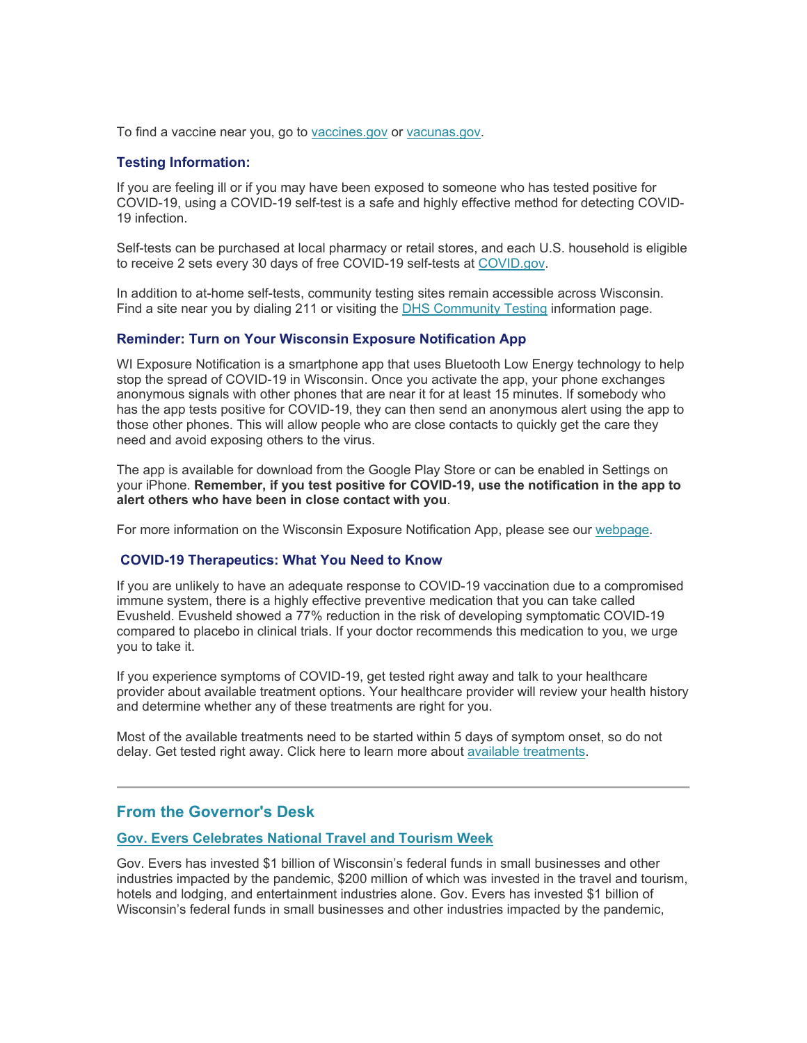To find a vaccine near you, go to [vaccines.gov](vaccines.gov) or [vacunas.gov](vacunas.gov).

### Testing Information:

If you are feeling ill or if you may have been exposed to someone who has tested positive for COVID-19, using a COVID-19 self-test is a safe and highly effective method for detecting COVID-19 infection.

Self-tests can be purchased at local pharmacy or retail stores, and each U.S. household is eligible to receive 2 sets every 30 days of free COVID-19 self-tests at [COVID.gov](COVID.gov).

In addition to at-home self-tests, community testing sites remain accessible across Wisconsin. Find a site near you by dialing 211 or visiting the DHS Community Testing information page.

### Reminder: Turn on Your Wisconsin Exposure Notification App

WI Exposure Notification is a smartphone app that uses Bluetooth Low Energy technology to help stop the spread of COVID-19 in Wisconsin. Once you activate the app, your phone exchanges anonymous signals with other phones that are near it for at least 15 minutes. If somebody who has the app tests positive for COVID-19, they can then send an anonymous alert using the app to those other phones. This will allow people who are close contacts to quickly get the care they need and avoid exposing others to the virus.

The app is available for download from the Google Play Store or can be enabled in Settings on your iPhone. **Remember, if you test positive for COVID-19, use the notification in the app to alert others who have been in close contact with you**.

For more information on the Wisconsin Exposure Notification App, please see our webpage.

### COVID-19 Therapeutics: What You Need to Know

If you are unlikely to have an adequate response to COVID-19 vaccination due to a compromised immune system, there is a highly effective preventive medication that you can take called Evusheld. Evusheld showed a 77% reduction in the risk of developing symptomatic COVID-19 compared to placebo in clinical trials. If your doctor recommends this medication to you, we urge you to take it.

If you experience symptoms of COVID-19, get tested right away and talk to your healthcare provider about available treatment options. Your healthcare provider will review your health history and determine whether any of these treatments are right for you.

Most of the available treatments need to be started within 5 days of symptom onset, so do not delay. Get tested right away. Click here to learn more about available treatments.

---

## From the Governor's Desk

### Gov. Evers Celebrates National Travel and Tourism Week

Gov. Evers has invested $1 billion of Wisconsin's federal funds in small businesses and other industries impacted by the pandemic, $200 million of which was invested in the travel and tourism, hotels and lodging, and entertainment industries alone. Gov. Evers has invested $1 billion of Wisconsin's federal funds in small businesses and other industries impacted by the pandemic,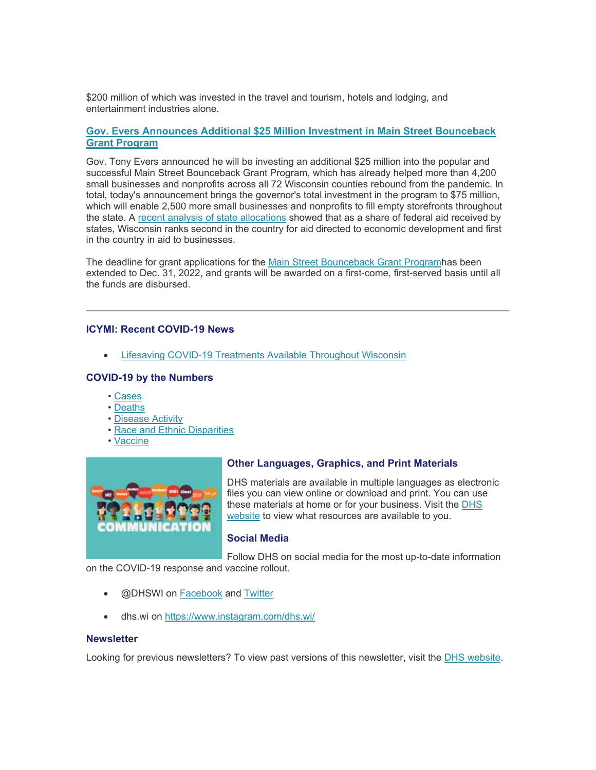$200 million of which was invested in the travel and tourism, hotels and lodging, and entertainment industries alone.

### Gov. Evers Announces Additional $25 Million Investment in Main Street Bounceback Grant Program

Gov. Tony Evers announced he will be investing an additional $25 million into the popular and successful Main Street Bounceback Grant Program, which has already helped more than 4,200 small businesses and nonprofits across all 72 Wisconsin counties rebound from the pandemic. In total, today's announcement brings the governor's total investment in the program to $75 million, which will enable 2,500 more small businesses and nonprofits to fill empty storefronts throughout the state. A recent analysis of state allocations showed that as a share of federal aid received by states, Wisconsin ranks second in the country for aid directed to economic development and first in the country in aid to businesses.

The deadline for grant applications for the Main Street Bounceback Grant Programhas been extended to Dec. 31, 2022, and grants will be awarded on a first-come, first-served basis until all the funds are disbursed.

---

### ICYMI: Recent COVID-19 News

- Lifesaving COVID-19 Treatments Available Throughout Wisconsin

### COVID-19 by the Numbers

- Cases
- Deaths
- Disease Activity
- Race and Ethnic Disparities
- Vaccine

### Other Languages, Graphics, and Print Materials

DHS materials are available in multiple languages as electronic files you can view online or download and print. You can use these materials at home or for your business. Visit the DHS website to view what resources are available to you.

### Social Media

Follow DHS on social media for the most up-to-date information on the COVID-19 response and vaccine rollout.

- @DHSWI on Facebook and Twitter
- dhs.wi on https://www.instagram.com/dhs.wi/

### Newsletter

Looking for previous newsletters? To view past versions of this newsletter, visit the DHS website.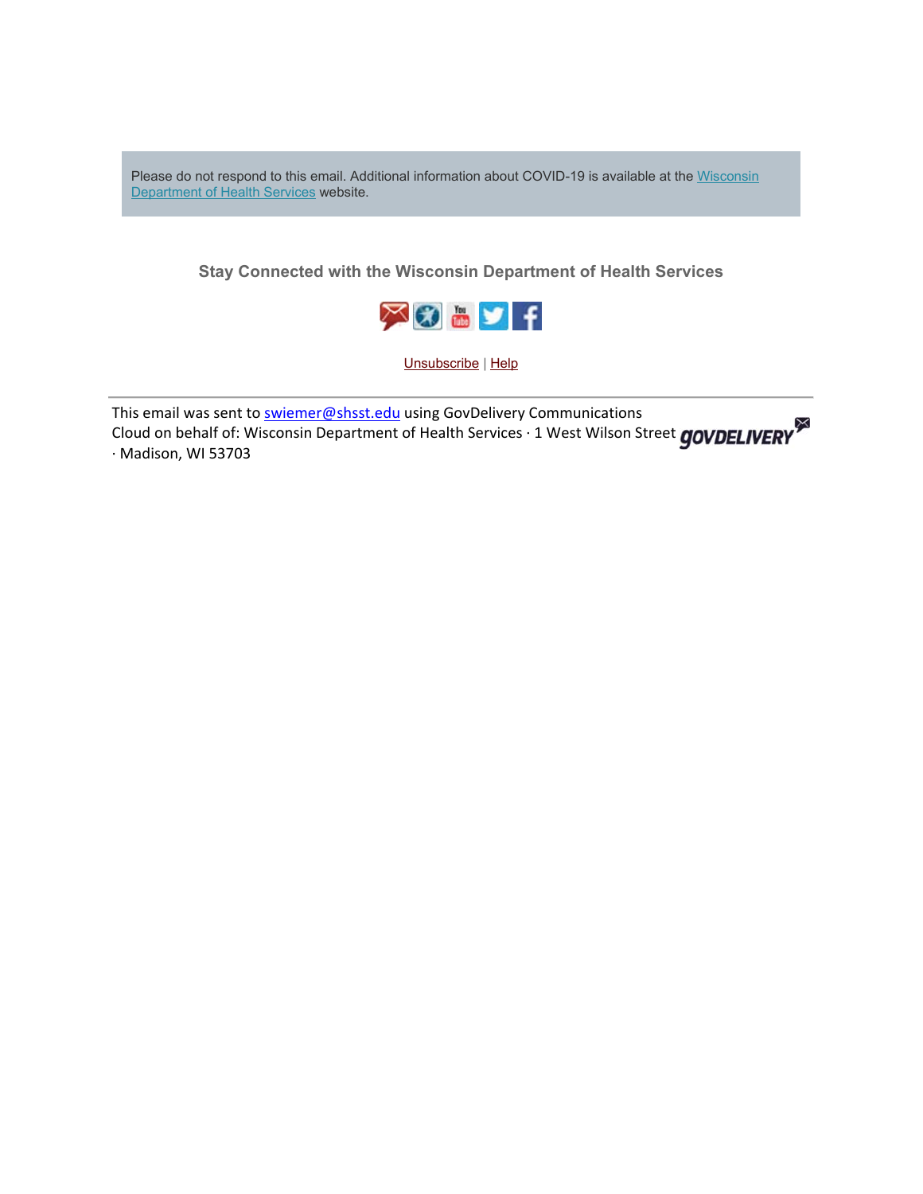Please do not respond to this email. Additional information about COVID-19 is available at the Wisconsin Department of Health Services website.

**Stay Connected with the Wisconsin Department of Health Services**

Unsubscribe | Help

---

This email was sent to swiemer@shsst.edu using GovDelivery Communications Cloud on behalf of: Wisconsin Department of Health Services · 1 West Wilson Street · Madison, WI 53703